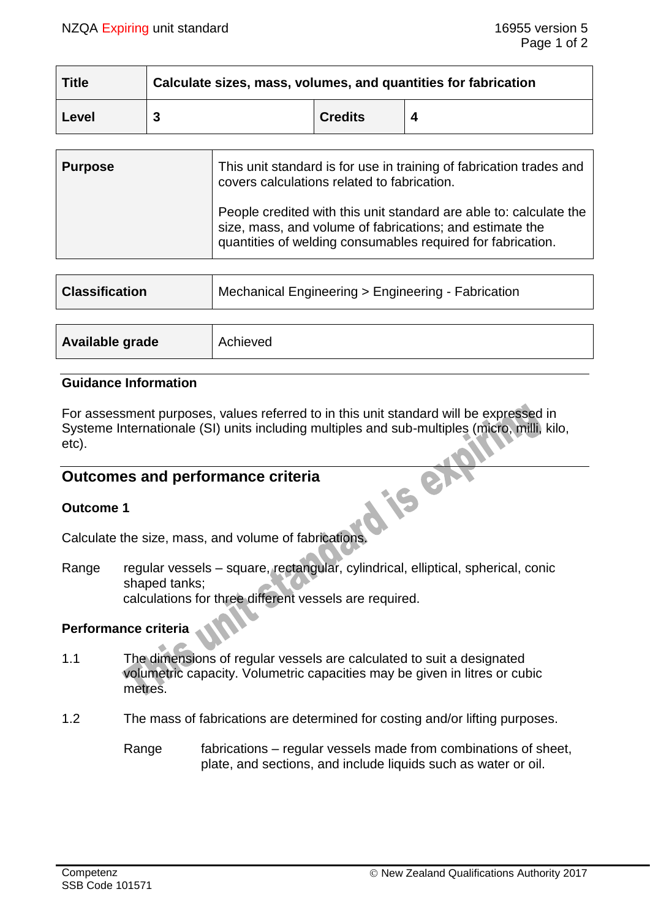| Title | Calculate sizes, mass, volumes, and quantities for fabrication | | |
|---|---|---|---|
| Level | 3 | Credits | 4 |

| Purpose | This unit standard is for use in training of fabrication trades and covers calculations related to fabrication.<br><br>People credited with this unit standard are able to: calculate the size, mass, and volume of fabrications; and estimate the quantities of welding consumables required for fabrication. |
|---|---|

| Classification | Mechanical Engineering > Engineering - Fabrication |
|---|---|

| Available grade | Achieved |
|---|---|

### Guidance Information

For assessment purposes, values referred to in this unit standard will be expressed in Systeme Internationale (SI) units including multiples and sub-multiples (micro, milli, kilo, etc).

## Outcomes and performance criteria

### Outcome 1

Calculate the size, mass, and volume of fabrications.

Range regular vessels – square, rectangular, cylindrical, elliptical, spherical, conic shaped tanks;
calculations for three different vessels are required.

### Performance criteria

1.1 The dimensions of regular vessels are calculated to suit a designated volumetric capacity. Volumetric capacities may be given in litres or cubic metres.

1.2 The mass of fabrications are determined for costing and/or lifting purposes.

Range fabrications – regular vessels made from combinations of sheet, plate, and sections, and include liquids such as water or oil.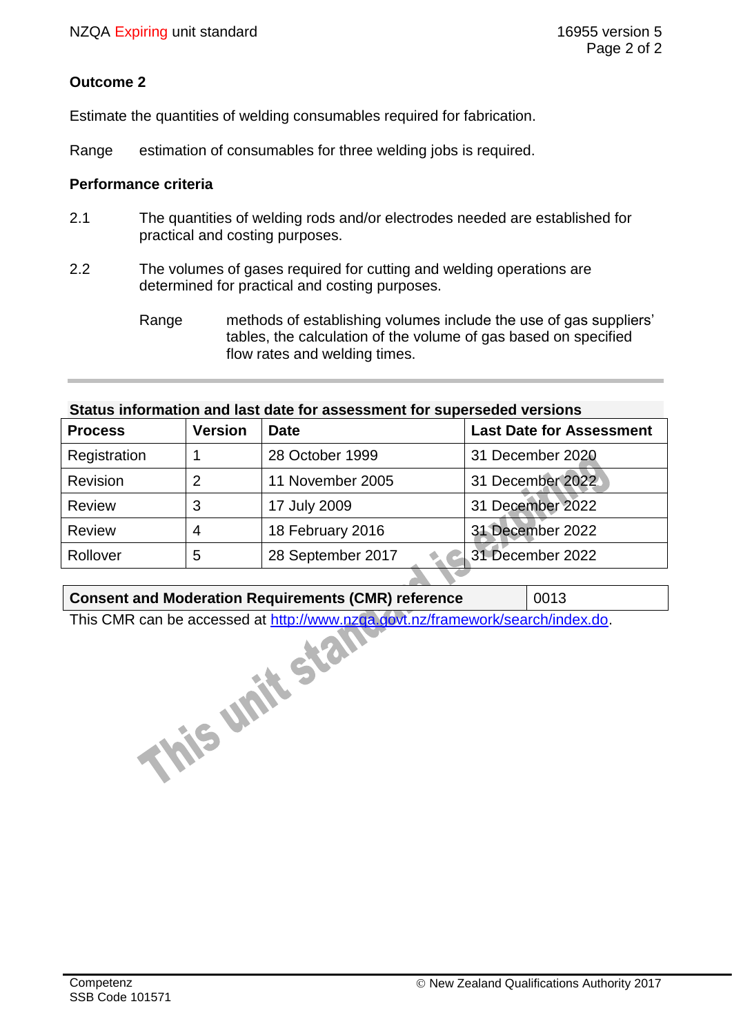## Outcome 2

Estimate the quantities of welding consumables required for fabrication.

Range estimation of consumables for three welding jobs is required.

### Performance criteria

2.1 The quantities of welding rods and/or electrodes needed are established for practical and costing purposes.

2.2 The volumes of gases required for cutting and welding operations are determined for practical and costing purposes.

Range methods of establishing volumes include the use of gas suppliers' tables, the calculation of the volume of gas based on specified flow rates and welding times.

---

**Status information and last date for assessment for superseded versions**

| Process | Version | Date | Last Date for Assessment |
|---|---|---|---|
| Registration | 1 | 28 October 1999 | 31 December 2020 |
| Revision | 2 | 11 November 2005 | 31 December 2022 |
| Review | 3 | 17 July 2009 | 31 December 2022 |
| Review | 4 | 18 February 2016 | 31 December 2022 |
| Rollover | 5 | 28 September 2017 | 31 December 2022 |

| Consent and Moderation Requirements (CMR) reference | 0013 |
|---|---|

This CMR can be accessed at http://www.nzqa.govt.nz/framework/search/index.do.

This unit standard is expiring